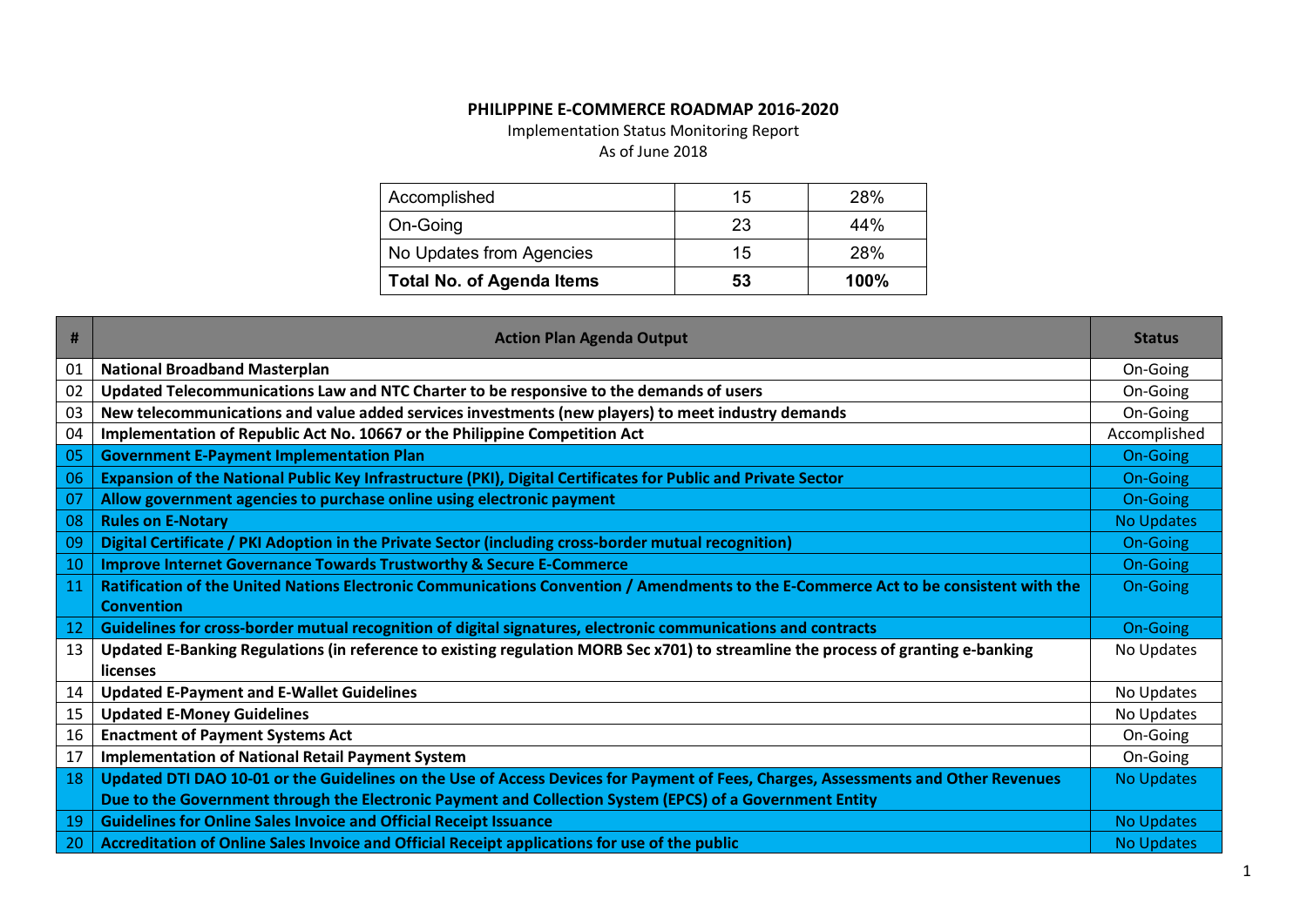# PHILIPPINE E-COMMERCE ROADMAP 2016-2020

Implementation Status Monitoring Report

As of June 2018

| | | |
|---|---|---|
| Accomplished | 15 | 28% |
| On-Going | 23 | 44% |
| No Updates from Agencies | 15 | 28% |
| **Total No. of Agenda Items** | **53** | **100%** |

| # | Action Plan Agenda Output | Status |
|---|---|---|
| 01 | **National Broadband Masterplan** | On-Going |
| 02 | **Updated Telecommunications Law and NTC Charter to be responsive to the demands of users** | On-Going |
| 03 | **New telecommunications and value added services investments (new players) to meet industry demands** | On-Going |
| 04 | **Implementation of Republic Act No. 10667 or the Philippine Competition Act** | Accomplished |
| 05 | **Government E-Payment Implementation Plan** | On-Going |
| 06 | **Expansion of the National Public Key Infrastructure (PKI), Digital Certificates for Public and Private Sector** | On-Going |
| 07 | **Allow government agencies to purchase online using electronic payment** | On-Going |
| 08 | **Rules on E-Notary** | No Updates |
| 09 | **Digital Certificate / PKI Adoption in the Private Sector (including cross-border mutual recognition)** | On-Going |
| 10 | **Improve Internet Governance Towards Trustworthy & Secure E-Commerce** | On-Going |
| 11 | **Ratification of the United Nations Electronic Communications Convention / Amendments to the E-Commerce Act to be consistent with the Convention** | On-Going |
| 12 | **Guidelines for cross-border mutual recognition of digital signatures, electronic communications and contracts** | On-Going |
| 13 | **Updated E-Banking Regulations (in reference to existing regulation MORB Sec x701) to streamline the process of granting e-banking licenses** | No Updates |
| 14 | **Updated E-Payment and E-Wallet Guidelines** | No Updates |
| 15 | **Updated E-Money Guidelines** | No Updates |
| 16 | **Enactment of Payment Systems Act** | On-Going |
| 17 | **Implementation of National Retail Payment System** | On-Going |
| 18 | **Updated DTI DAO 10-01 or the Guidelines on the Use of Access Devices for Payment of Fees, Charges, Assessments and Other Revenues Due to the Government through the Electronic Payment and Collection System (EPCS) of a Government Entity** | No Updates |
| 19 | **Guidelines for Online Sales Invoice and Official Receipt Issuance** | No Updates |
| 20 | **Accreditation of Online Sales Invoice and Official Receipt applications for use of the public** | No Updates |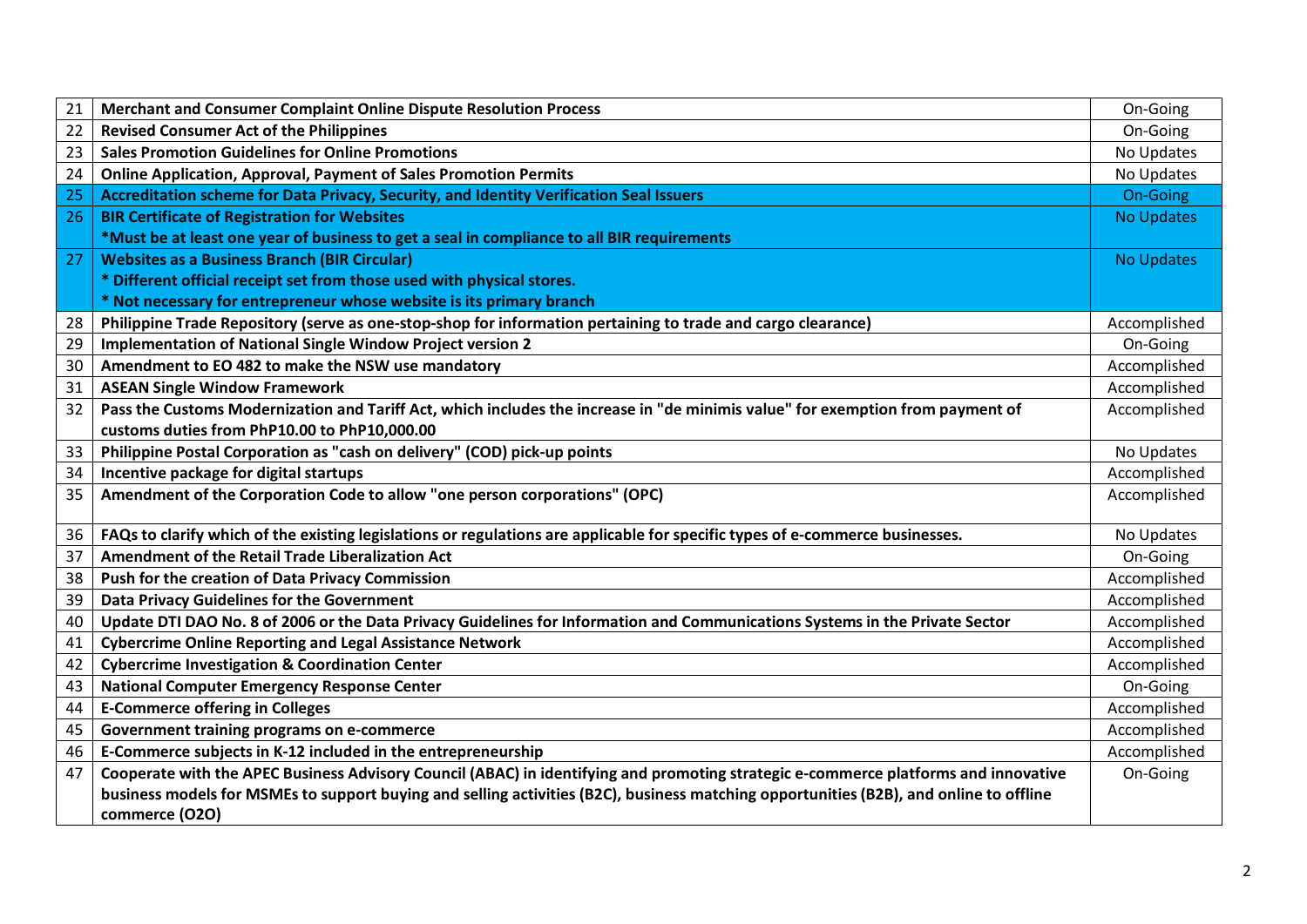| | | |
|---|---|---|
| 21 | **Merchant and Consumer Complaint Online Dispute Resolution Process** | On-Going |
| 22 | **Revised Consumer Act of the Philippines** | On-Going |
| 23 | **Sales Promotion Guidelines for Online Promotions** | No Updates |
| 24 | **Online Application, Approval, Payment of Sales Promotion Permits** | No Updates |
| 25 | **Accreditation scheme for Data Privacy, Security, and Identity Verification Seal Issuers** | On-Going |
| 26 | **BIR Certificate of Registration for Websites**<br>**\*Must be at least one year of business to get a seal in compliance to all BIR requirements** | No Updates |
| 27 | **Websites as a Business Branch (BIR Circular)**<br>**\* Different official receipt set from those used with physical stores.**<br>**\* Not necessary for entrepreneur whose website is its primary branch** | No Updates |
| 28 | **Philippine Trade Repository (serve as one-stop-shop for information pertaining to trade and cargo clearance)** | Accomplished |
| 29 | **Implementation of National Single Window Project version 2** | On-Going |
| 30 | **Amendment to EO 482 to make the NSW use mandatory** | Accomplished |
| 31 | **ASEAN Single Window Framework** | Accomplished |
| 32 | **Pass the Customs Modernization and Tariff Act, which includes the increase in "de minimis value" for exemption from payment of customs duties from PhP10.00 to PhP10,000.00** | Accomplished |
| 33 | **Philippine Postal Corporation as "cash on delivery" (COD) pick-up points** | No Updates |
| 34 | **Incentive package for digital startups** | Accomplished |
| 35 | **Amendment of the Corporation Code to allow "one person corporations" (OPC)** | Accomplished |
| 36 | **FAQs to clarify which of the existing legislations or regulations are applicable for specific types of e-commerce businesses.** | No Updates |
| 37 | **Amendment of the Retail Trade Liberalization Act** | On-Going |
| 38 | **Push for the creation of Data Privacy Commission** | Accomplished |
| 39 | **Data Privacy Guidelines for the Government** | Accomplished |
| 40 | **Update DTI DAO No. 8 of 2006 or the Data Privacy Guidelines for Information and Communications Systems in the Private Sector** | Accomplished |
| 41 | **Cybercrime Online Reporting and Legal Assistance Network** | Accomplished |
| 42 | **Cybercrime Investigation & Coordination Center** | Accomplished |
| 43 | **National Computer Emergency Response Center** | On-Going |
| 44 | **E-Commerce offering in Colleges** | Accomplished |
| 45 | **Government training programs on e-commerce** | Accomplished |
| 46 | **E-Commerce subjects in K-12 included in the entrepreneurship** | Accomplished |
| 47 | **Cooperate with the APEC Business Advisory Council (ABAC) in identifying and promoting strategic e-commerce platforms and innovative business models for MSMEs to support buying and selling activities (B2C), business matching opportunities (B2B), and online to offline commerce (O2O)** | On-Going |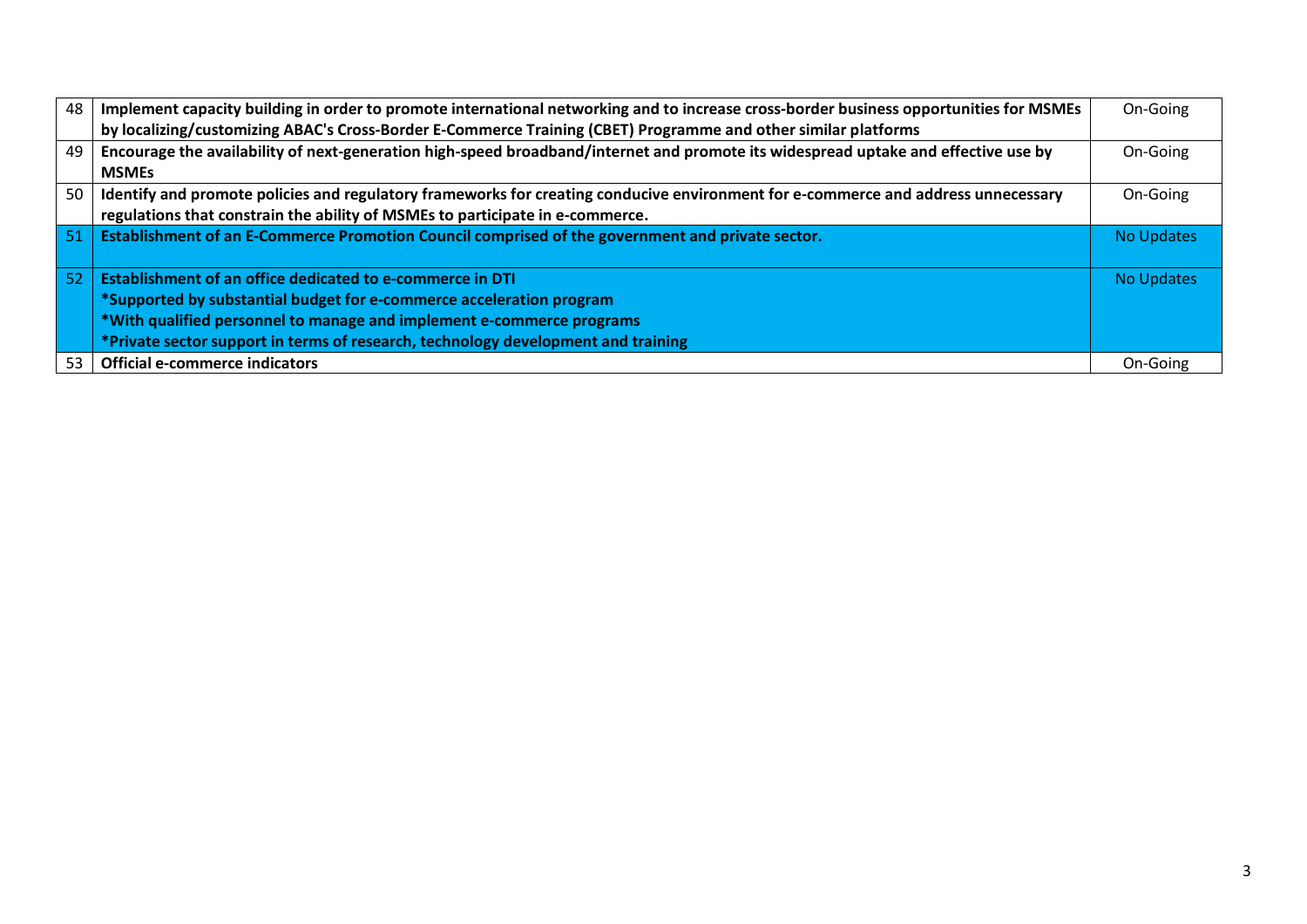| | | |
|---|---|---|
| 48 | **Implement capacity building in order to promote international networking and to increase cross-border business opportunities for MSMEs by localizing/customizing ABAC's Cross-Border E-Commerce Training (CBET) Programme and other similar platforms** | On-Going |
| 49 | **Encourage the availability of next-generation high-speed broadband/internet and promote its widespread uptake and effective use by MSMEs** | On-Going |
| 50 | **Identify and promote policies and regulatory frameworks for creating conducive environment for e-commerce and address unnecessary regulations that constrain the ability of MSMEs to participate in e-commerce.** | On-Going |
| 51 | **Establishment of an E-Commerce Promotion Council comprised of the government and private sector.** | No Updates |
| 52 | **Establishment of an office dedicated to e-commerce in DTI**<br>**\*Supported by substantial budget for e-commerce acceleration program**<br>**\*With qualified personnel to manage and implement e-commerce programs**<br>**\*Private sector support in terms of research, technology development and training** | No Updates |
| 53 | **Official e-commerce indicators** | On-Going |